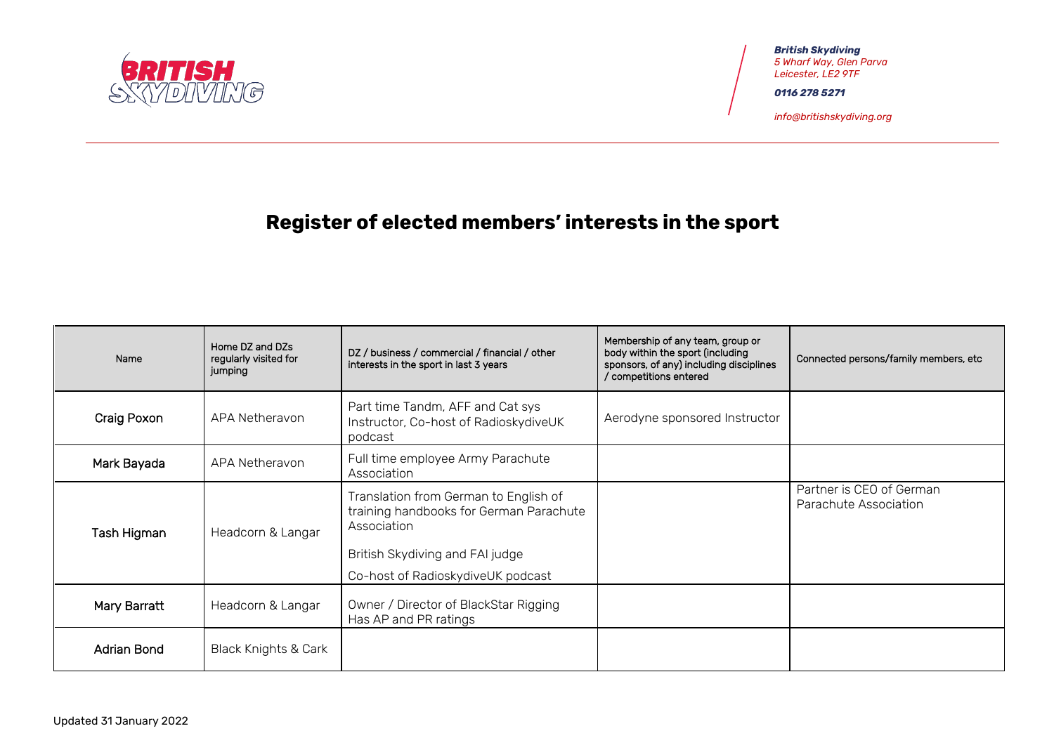British Skydiving
5 Wharf Way, Glen Parva
Leicester, LE2 9TF

0116 278 5271

info@britishskydiving.org

# Register of elected members' interests in the sport

| Name | Home DZ and DZs regularly visited for jumping | DZ / business / commercial / financial / other interests in the sport in last 3 years | Membership of any team, group or body within the sport (including sponsors, of any) including disciplines / competitions entered | Connected persons/family members, etc |
|---|---|---|---|---|
| Craig Poxon | APA Netheravon | Part time Tandm, AFF and Cat sys Instructor, Co-host of RadioskydiveUK podcast | Aerodyne sponsored Instructor | |
| Mark Bayada | APA Netheravon | Full time employee Army Parachute Association | | |
| Tash Higman | Headcorn & Langar | Translation from German to English of training handbooks for German Parachute Association<br><br>British Skydiving and FAI judge<br><br>Co-host of RadioskydiveUK podcast | | Partner is CEO of German Parachute Association |
| Mary Barratt | Headcorn & Langar | Owner / Director of BlackStar Rigging<br>Has AP and PR ratings | | |
| Adrian Bond | Black Knights & Cark | | | |

Updated 31 January 2022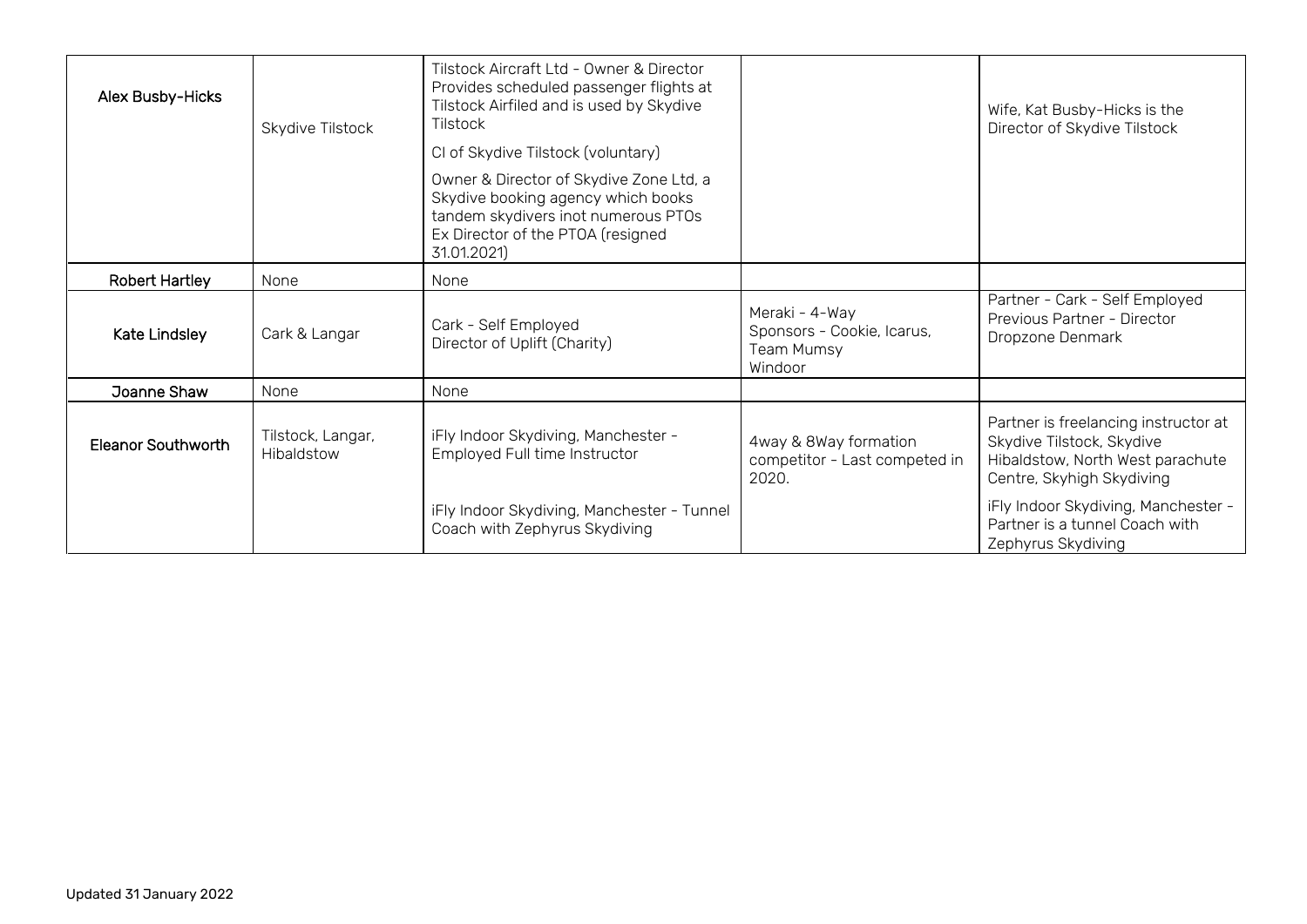| | | | | |
|---|---|---|---|---|
| **Alex Busby-Hicks** | Skydive Tilstock | Tilstock Aircraft Ltd - Owner & Director Provides scheduled passenger flights at Tilstock Airfiled and is used by Skydive Tilstock<br>CI of Skydive Tilstock (voluntary)<br>Owner & Director of Skydive Zone Ltd, a Skydive booking agency which books tandem skydivers inot numerous PTOs<br>Ex Director of the PTOA (resigned 31.01.2021) | | Wife, Kat Busby-Hicks is the Director of Skydive Tilstock |
| **Robert Hartley** | None | None | | |
| **Kate Lindsley** | Cark & Langar | Cark - Self Employed<br>Director of Uplift (Charity) | Meraki - 4-Way<br>Sponsors - Cookie, Icarus, Team Mumsy<br>Windoor | Partner - Cark - Self Employed<br>Previous Partner - Director Dropzone Denmark |
| **Joanne Shaw** | None | None | | |
| **Eleanor Southworth** | Tilstock, Langar, Hibaldstow | iFly Indoor Skydiving, Manchester - Employed Full time Instructor<br>iFly Indoor Skydiving, Manchester - Tunnel Coach with Zephyrus Skydiving | 4way & 8Way formation competitor - Last competed in 2020. | Partner is freelancing instructor at Skydive Tilstock, Skydive Hibaldstow, North West parachute Centre, Skyhigh Skydiving<br>iFly Indoor Skydiving, Manchester - Partner is a tunnel Coach with Zephyrus Skydiving |

Updated 31 January 2022